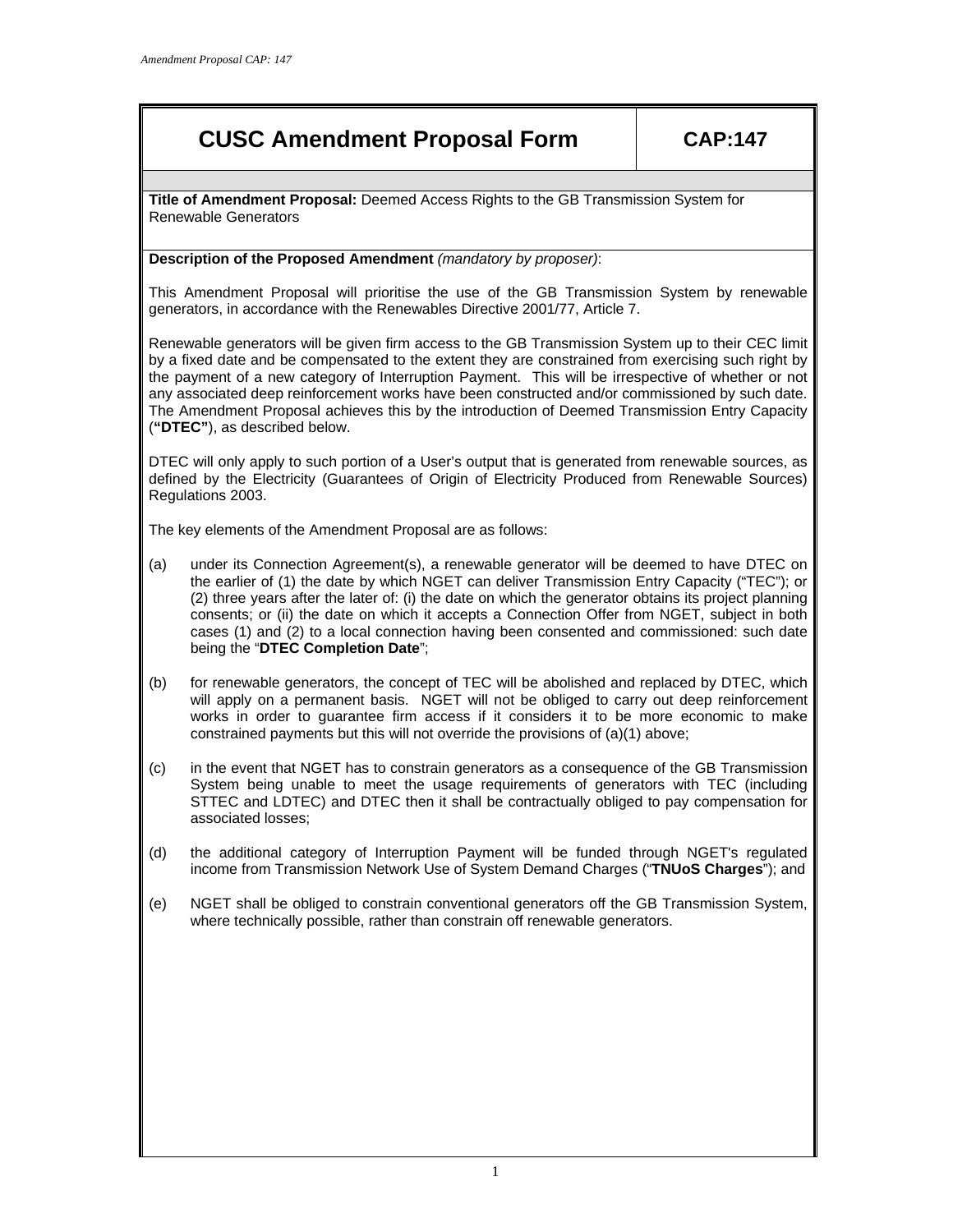# CUSC Amendment Proposal Form

**CAP:147**

**Title of Amendment Proposal:** Deemed Access Rights to the GB Transmission System for Renewable Generators

**Description of the Proposed Amendment** *(mandatory by proposer)*:

This Amendment Proposal will prioritise the use of the GB Transmission System by renewable generators, in accordance with the Renewables Directive 2001/77, Article 7.

Renewable generators will be given firm access to the GB Transmission System up to their CEC limit by a fixed date and be compensated to the extent they are constrained from exercising such right by the payment of a new category of Interruption Payment. This will be irrespective of whether or not any associated deep reinforcement works have been constructed and/or commissioned by such date. The Amendment Proposal achieves this by the introduction of Deemed Transmission Entry Capacity (**"DTEC"**), as described below.

DTEC will only apply to such portion of a User's output that is generated from renewable sources, as defined by the Electricity (Guarantees of Origin of Electricity Produced from Renewable Sources) Regulations 2003.

The key elements of the Amendment Proposal are as follows:

(a) under its Connection Agreement(s), a renewable generator will be deemed to have DTEC on the earlier of (1) the date by which NGET can deliver Transmission Entry Capacity ("TEC"); or (2) three years after the later of: (i) the date on which the generator obtains its project planning consents; or (ii) the date on which it accepts a Connection Offer from NGET, subject in both cases (1) and (2) to a local connection having been consented and commissioned: such date being the "**DTEC Completion Date**";

(b) for renewable generators, the concept of TEC will be abolished and replaced by DTEC, which will apply on a permanent basis. NGET will not be obliged to carry out deep reinforcement works in order to guarantee firm access if it considers it to be more economic to make constrained payments but this will not override the provisions of (a)(1) above;

(c) in the event that NGET has to constrain generators as a consequence of the GB Transmission System being unable to meet the usage requirements of generators with TEC (including STTEC and LDTEC) and DTEC then it shall be contractually obliged to pay compensation for associated losses;

(d) the additional category of Interruption Payment will be funded through NGET's regulated income from Transmission Network Use of System Demand Charges ("**TNUoS Charges**"); and

(e) NGET shall be obliged to constrain conventional generators off the GB Transmission System, where technically possible, rather than constrain off renewable generators.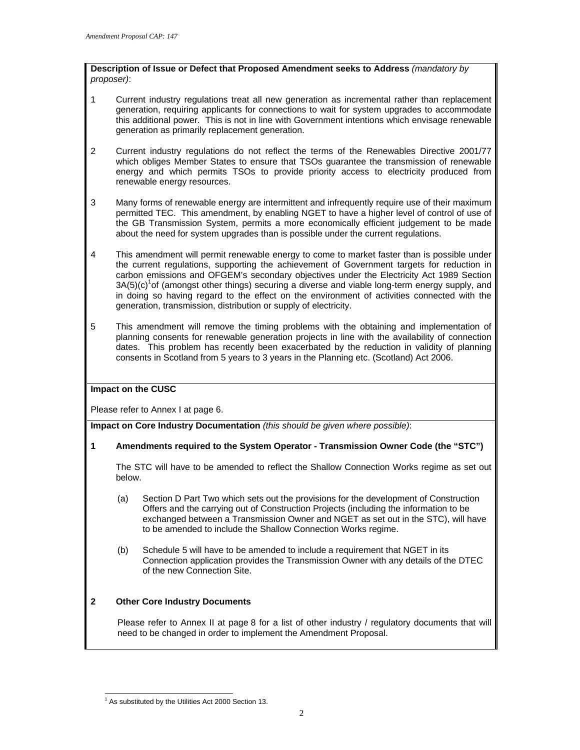**Description of Issue or Defect that Proposed Amendment seeks to Address** *(mandatory by proposer)*:

1. Current industry regulations treat all new generation as incremental rather than replacement generation, requiring applicants for connections to wait for system upgrades to accommodate this additional power. This is not in line with Government intentions which envisage renewable generation as primarily replacement generation.

2. Current industry regulations do not reflect the terms of the Renewables Directive 2001/77 which obliges Member States to ensure that TSOs guarantee the transmission of renewable energy and which permits TSOs to provide priority access to electricity produced from renewable energy resources.

3. Many forms of renewable energy are intermittent and infrequently require use of their maximum permitted TEC. This amendment, by enabling NGET to have a higher level of control of use of the GB Transmission System, permits a more economically efficient judgement to be made about the need for system upgrades than is possible under the current regulations.

4. This amendment will permit renewable energy to come to market faster than is possible under the current regulations, supporting the achievement of Government targets for reduction in carbon emissions and OFGEM's secondary objectives under the Electricity Act 1989 Section 3A(5)(c)[1] of (amongst other things) securing a diverse and viable long-term energy supply, and in doing so having regard to the effect on the environment of activities connected with the generation, transmission, distribution or supply of electricity.

5. This amendment will remove the timing problems with the obtaining and implementation of planning consents for renewable generation projects in line with the availability of connection dates. This problem has recently been exacerbated by the reduction in validity of planning consents in Scotland from 5 years to 3 years in the Planning etc. (Scotland) Act 2006.

**Impact on the CUSC**

Please refer to Annex I at page 6.

**Impact on Core Industry Documentation** *(this should be given where possible)*:

**1 Amendments required to the System Operator - Transmission Owner Code (the "STC")**

The STC will have to be amended to reflect the Shallow Connection Works regime as set out below.

(a) Section D Part Two which sets out the provisions for the development of Construction Offers and the carrying out of Construction Projects (including the information to be exchanged between a Transmission Owner and NGET as set out in the STC), will have to be amended to include the Shallow Connection Works regime.

(b) Schedule 5 will have to be amended to include a requirement that NGET in its Connection application provides the Transmission Owner with any details of the DTEC of the new Connection Site.

**2 Other Core Industry Documents**

Please refer to Annex II at page 8 for a list of other industry / regulatory documents that will need to be changed in order to implement the Amendment Proposal.

[1] As substituted by the Utilities Act 2000 Section 13.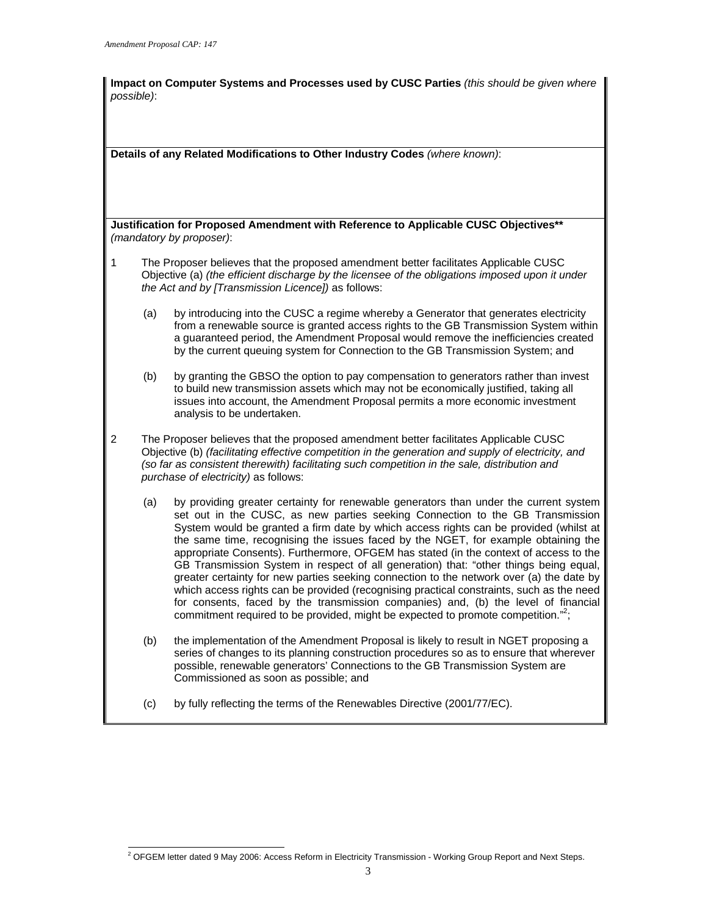**Impact on Computer Systems and Processes used by CUSC Parties** *(this should be given where possible)*:

**Details of any Related Modifications to Other Industry Codes** *(where known)*:

**Justification for Proposed Amendment with Reference to Applicable CUSC Objectives**** *(mandatory by proposer)*:

1. The Proposer believes that the proposed amendment better facilitates Applicable CUSC Objective (a) *(the efficient discharge by the licensee of the obligations imposed upon it under the Act and by [Transmission Licence])* as follows:

   (a) by introducing into the CUSC a regime whereby a Generator that generates electricity from a renewable source is granted access rights to the GB Transmission System within a guaranteed period, the Amendment Proposal would remove the inefficiencies created by the current queuing system for Connection to the GB Transmission System; and

   (b) by granting the GBSO the option to pay compensation to generators rather than invest to build new transmission assets which may not be economically justified, taking all issues into account, the Amendment Proposal permits a more economic investment analysis to be undertaken.

2. The Proposer believes that the proposed amendment better facilitates Applicable CUSC Objective (b) *(facilitating effective competition in the generation and supply of electricity, and (so far as consistent therewith) facilitating such competition in the sale, distribution and purchase of electricity)* as follows:

   (a) by providing greater certainty for renewable generators than under the current system set out in the CUSC, as new parties seeking Connection to the GB Transmission System would be granted a firm date by which access rights can be provided (whilst at the same time, recognising the issues faced by the NGET, for example obtaining the appropriate Consents). Furthermore, OFGEM has stated (in the context of access to the GB Transmission System in respect of all generation) that: "other things being equal, greater certainty for new parties seeking connection to the network over (a) the date by which access rights can be provided (recognising practical constraints, such as the need for consents, faced by the transmission companies) and, (b) the level of financial commitment required to be provided, might be expected to promote competition."[2];

   (b) the implementation of the Amendment Proposal is likely to result in NGET proposing a series of changes to its planning construction procedures so as to ensure that wherever possible, renewable generators' Connections to the GB Transmission System are Commissioned as soon as possible; and

   (c) by fully reflecting the terms of the Renewables Directive (2001/77/EC).

[2] OFGEM letter dated 9 May 2006: Access Reform in Electricity Transmission - Working Group Report and Next Steps.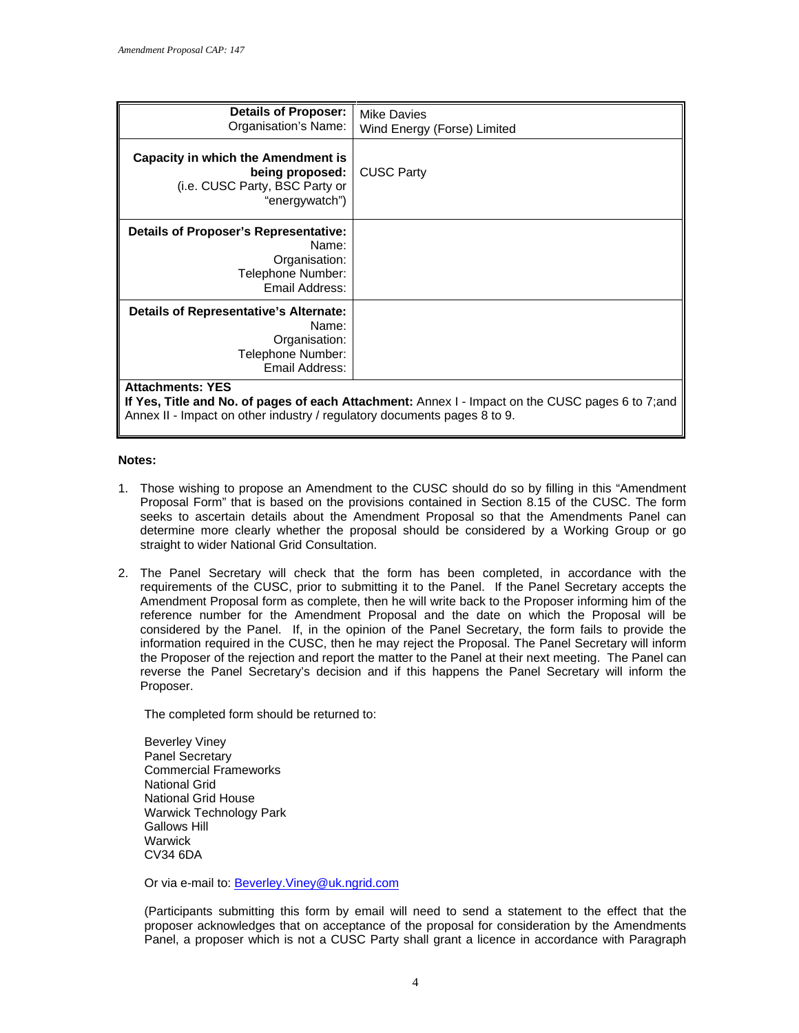| | |
|---|---|
| **Details of Proposer:** Organisation's Name: | Mike Davies Wind Energy (Forse) Limited |
| **Capacity in which the Amendment is being proposed:** (i.e. CUSC Party, BSC Party or "energywatch") | CUSC Party |
| **Details of Proposer's Representative:** Name: Organisation: Telephone Number: Email Address: | |
| **Details of Representative's Alternate:** Name: Organisation: Telephone Number: Email Address: | |
| **Attachments: YES** **If Yes, Title and No. of pages of each Attachment:** Annex I - Impact on the CUSC pages 6 to 7;and Annex II - Impact on other industry / regulatory documents pages 8 to 9. | |

**Notes:**

1. Those wishing to propose an Amendment to the CUSC should do so by filling in this "Amendment Proposal Form" that is based on the provisions contained in Section 8.15 of the CUSC. The form seeks to ascertain details about the Amendment Proposal so that the Amendments Panel can determine more clearly whether the proposal should be considered by a Working Group or go straight to wider National Grid Consultation.

2. The Panel Secretary will check that the form has been completed, in accordance with the requirements of the CUSC, prior to submitting it to the Panel. If the Panel Secretary accepts the Amendment Proposal form as complete, then he will write back to the Proposer informing him of the reference number for the Amendment Proposal and the date on which the Proposal will be considered by the Panel. If, in the opinion of the Panel Secretary, the form fails to provide the information required in the CUSC, then he may reject the Proposal. The Panel Secretary will inform the Proposer of the rejection and report the matter to the Panel at their next meeting. The Panel can reverse the Panel Secretary's decision and if this happens the Panel Secretary will inform the Proposer.

   The completed form should be returned to:

   Beverley Viney
   Panel Secretary
   Commercial Frameworks
   National Grid
   National Grid House
   Warwick Technology Park
   Gallows Hill
   Warwick
   CV34 6DA

   Or via e-mail to: Beverley.Viney@uk.ngrid.com

   (Participants submitting this form by email will need to send a statement to the effect that the proposer acknowledges that on acceptance of the proposal for consideration by the Amendments Panel, a proposer which is not a CUSC Party shall grant a licence in accordance with Paragraph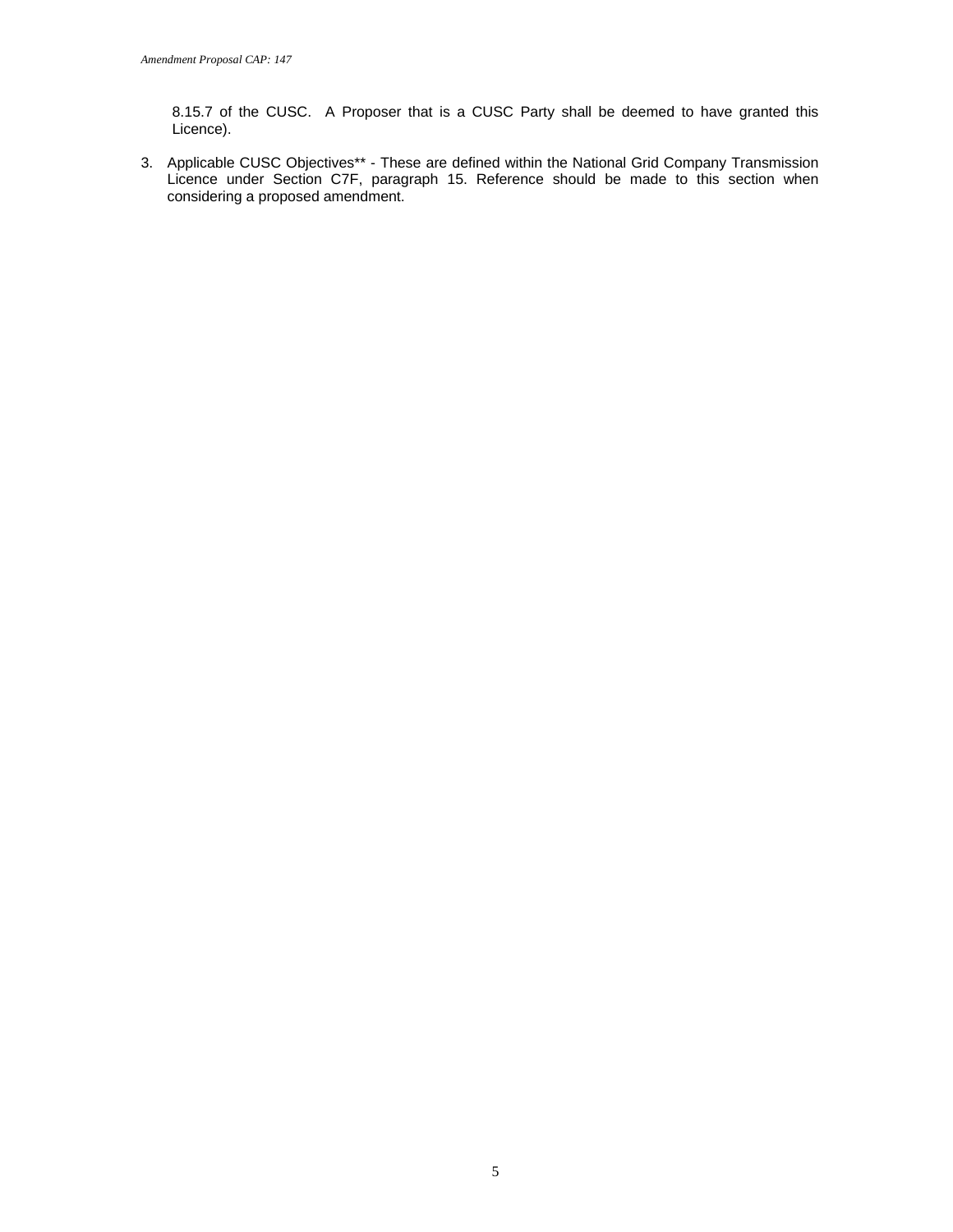8.15.7 of the CUSC. A Proposer that is a CUSC Party shall be deemed to have granted this Licence).

3. Applicable CUSC Objectives** - These are defined within the National Grid Company Transmission Licence under Section C7F, paragraph 15. Reference should be made to this section when considering a proposed amendment.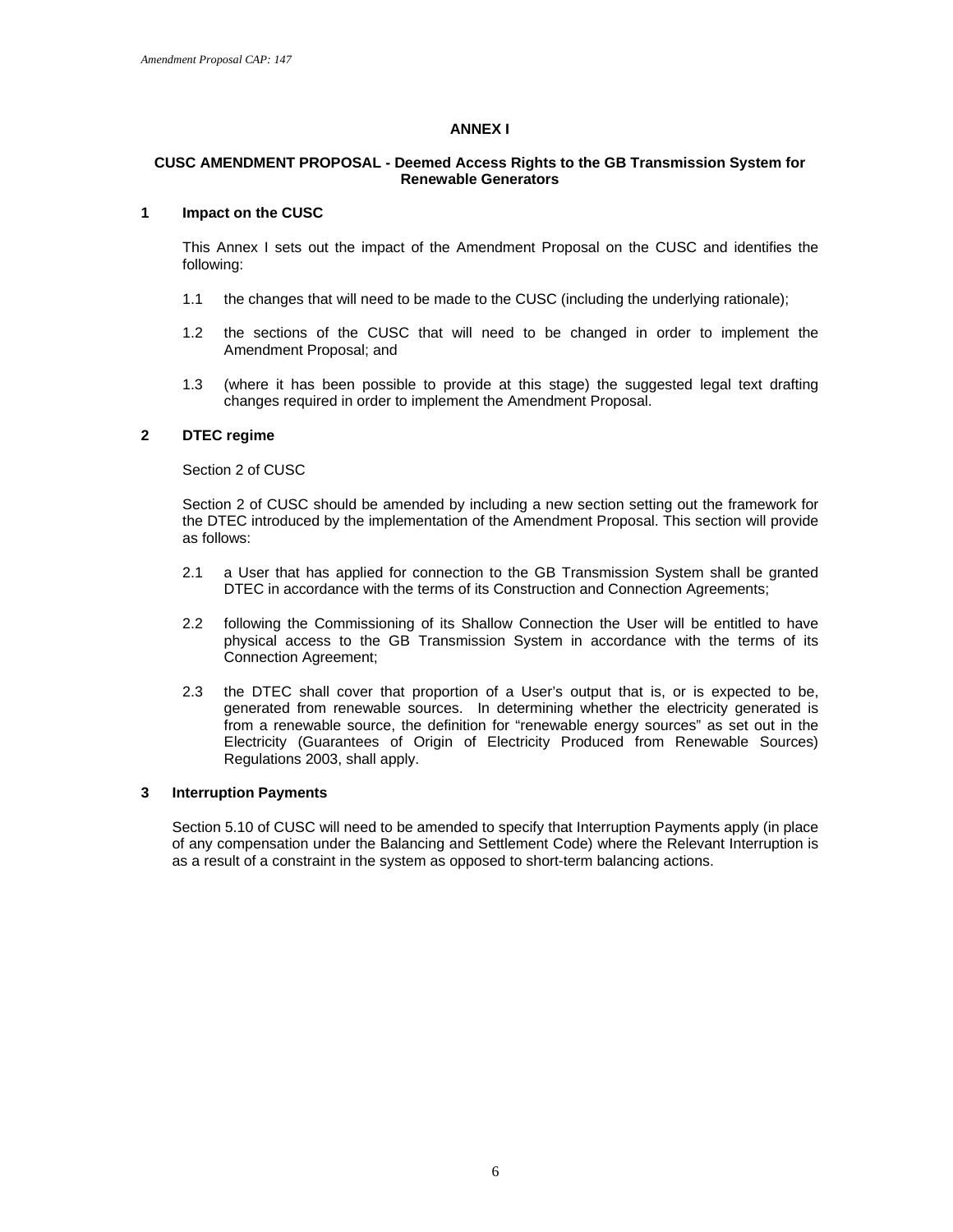## ANNEX I

### CUSC AMENDMENT PROPOSAL - Deemed Access Rights to the GB Transmission System for Renewable Generators

### 1 Impact on the CUSC

This Annex I sets out the impact of the Amendment Proposal on the CUSC and identifies the following:

1.1 the changes that will need to be made to the CUSC (including the underlying rationale);

1.2 the sections of the CUSC that will need to be changed in order to implement the Amendment Proposal; and

1.3 (where it has been possible to provide at this stage) the suggested legal text drafting changes required in order to implement the Amendment Proposal.

### 2 DTEC regime

Section 2 of CUSC

Section 2 of CUSC should be amended by including a new section setting out the framework for the DTEC introduced by the implementation of the Amendment Proposal. This section will provide as follows:

2.1 a User that has applied for connection to the GB Transmission System shall be granted DTEC in accordance with the terms of its Construction and Connection Agreements;

2.2 following the Commissioning of its Shallow Connection the User will be entitled to have physical access to the GB Transmission System in accordance with the terms of its Connection Agreement;

2.3 the DTEC shall cover that proportion of a User's output that is, or is expected to be, generated from renewable sources. In determining whether the electricity generated is from a renewable source, the definition for "renewable energy sources" as set out in the Electricity (Guarantees of Origin of Electricity Produced from Renewable Sources) Regulations 2003, shall apply.

### 3 Interruption Payments

Section 5.10 of CUSC will need to be amended to specify that Interruption Payments apply (in place of any compensation under the Balancing and Settlement Code) where the Relevant Interruption is as a result of a constraint in the system as opposed to short-term balancing actions.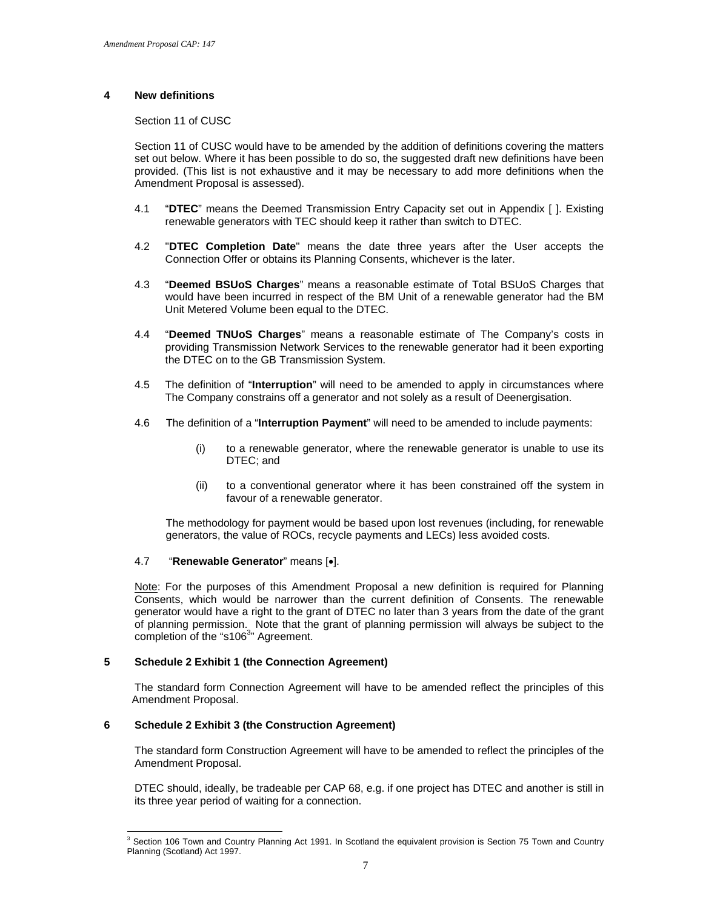## 4 New definitions

Section 11 of CUSC

Section 11 of CUSC would have to be amended by the addition of definitions covering the matters set out below. Where it has been possible to do so, the suggested draft new definitions have been provided. (This list is not exhaustive and it may be necessary to add more definitions when the Amendment Proposal is assessed).

4.1 "**DTEC**" means the Deemed Transmission Entry Capacity set out in Appendix [ ]. Existing renewable generators with TEC should keep it rather than switch to DTEC.

4.2 "**DTEC Completion Date**" means the date three years after the User accepts the Connection Offer or obtains its Planning Consents, whichever is the later.

4.3 "**Deemed BSUoS Charges**" means a reasonable estimate of Total BSUoS Charges that would have been incurred in respect of the BM Unit of a renewable generator had the BM Unit Metered Volume been equal to the DTEC.

4.4 "**Deemed TNUoS Charges**" means a reasonable estimate of The Company's costs in providing Transmission Network Services to the renewable generator had it been exporting the DTEC on to the GB Transmission System.

4.5 The definition of "**Interruption**" will need to be amended to apply in circumstances where The Company constrains off a generator and not solely as a result of Deenergisation.

4.6 The definition of a "**Interruption Payment**" will need to be amended to include payments:

(i) to a renewable generator, where the renewable generator is unable to use its DTEC; and

(ii) to a conventional generator where it has been constrained off the system in favour of a renewable generator.

The methodology for payment would be based upon lost revenues (including, for renewable generators, the value of ROCs, recycle payments and LECs) less avoided costs.

4.7 "**Renewable Generator**" means [•].

Note: For the purposes of this Amendment Proposal a new definition is required for Planning Consents, which would be narrower than the current definition of Consents. The renewable generator would have a right to the grant of DTEC no later than 3 years from the date of the grant of planning permission. Note that the grant of planning permission will always be subject to the completion of the "s106[3]" Agreement.

## 5 Schedule 2 Exhibit 1 (the Connection Agreement)

The standard form Connection Agreement will have to be amended reflect the principles of this Amendment Proposal.

## 6 Schedule 2 Exhibit 3 (the Construction Agreement)

The standard form Construction Agreement will have to be amended to reflect the principles of the Amendment Proposal.

DTEC should, ideally, be tradeable per CAP 68, e.g. if one project has DTEC and another is still in its three year period of waiting for a connection.

---

[3] Section 106 Town and Country Planning Act 1991. In Scotland the equivalent provision is Section 75 Town and Country Planning (Scotland) Act 1997.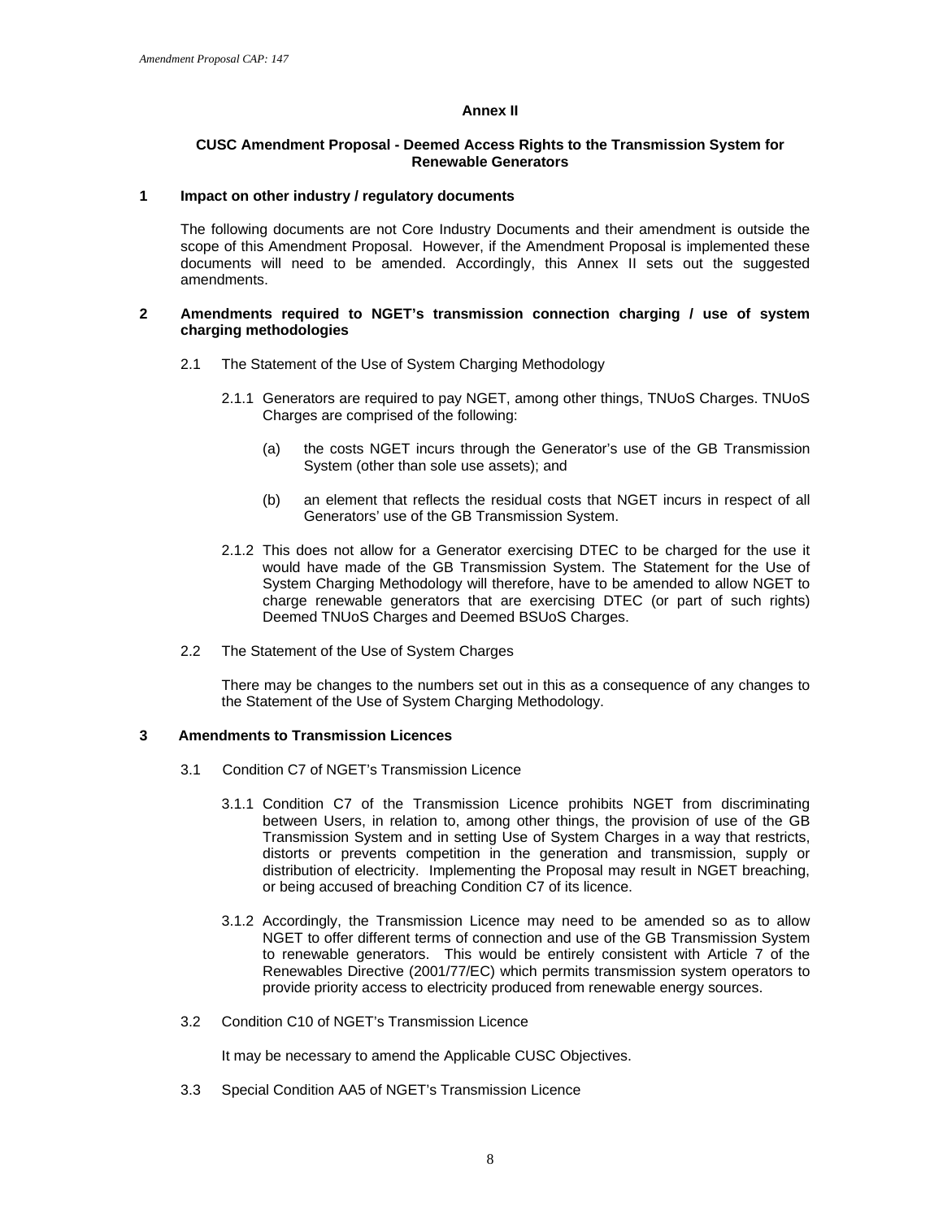**Annex II**

**CUSC Amendment Proposal - Deemed Access Rights to the Transmission System for Renewable Generators**

**1 Impact on other industry / regulatory documents**

The following documents are not Core Industry Documents and their amendment is outside the scope of this Amendment Proposal. However, if the Amendment Proposal is implemented these documents will need to be amended. Accordingly, this Annex II sets out the suggested amendments.

**2 Amendments required to NGET's transmission connection charging / use of system charging methodologies**

2.1 The Statement of the Use of System Charging Methodology

2.1.1 Generators are required to pay NGET, among other things, TNUoS Charges. TNUoS Charges are comprised of the following:

(a) the costs NGET incurs through the Generator's use of the GB Transmission System (other than sole use assets); and

(b) an element that reflects the residual costs that NGET incurs in respect of all Generators' use of the GB Transmission System.

2.1.2 This does not allow for a Generator exercising DTEC to be charged for the use it would have made of the GB Transmission System. The Statement for the Use of System Charging Methodology will therefore, have to be amended to allow NGET to charge renewable generators that are exercising DTEC (or part of such rights) Deemed TNUoS Charges and Deemed BSUoS Charges.

2.2 The Statement of the Use of System Charges

There may be changes to the numbers set out in this as a consequence of any changes to the Statement of the Use of System Charging Methodology.

**3 Amendments to Transmission Licences**

3.1 Condition C7 of NGET's Transmission Licence

3.1.1 Condition C7 of the Transmission Licence prohibits NGET from discriminating between Users, in relation to, among other things, the provision of use of the GB Transmission System and in setting Use of System Charges in a way that restricts, distorts or prevents competition in the generation and transmission, supply or distribution of electricity. Implementing the Proposal may result in NGET breaching, or being accused of breaching Condition C7 of its licence.

3.1.2 Accordingly, the Transmission Licence may need to be amended so as to allow NGET to offer different terms of connection and use of the GB Transmission System to renewable generators. This would be entirely consistent with Article 7 of the Renewables Directive (2001/77/EC) which permits transmission system operators to provide priority access to electricity produced from renewable energy sources.

3.2 Condition C10 of NGET's Transmission Licence

It may be necessary to amend the Applicable CUSC Objectives.

3.3 Special Condition AA5 of NGET's Transmission Licence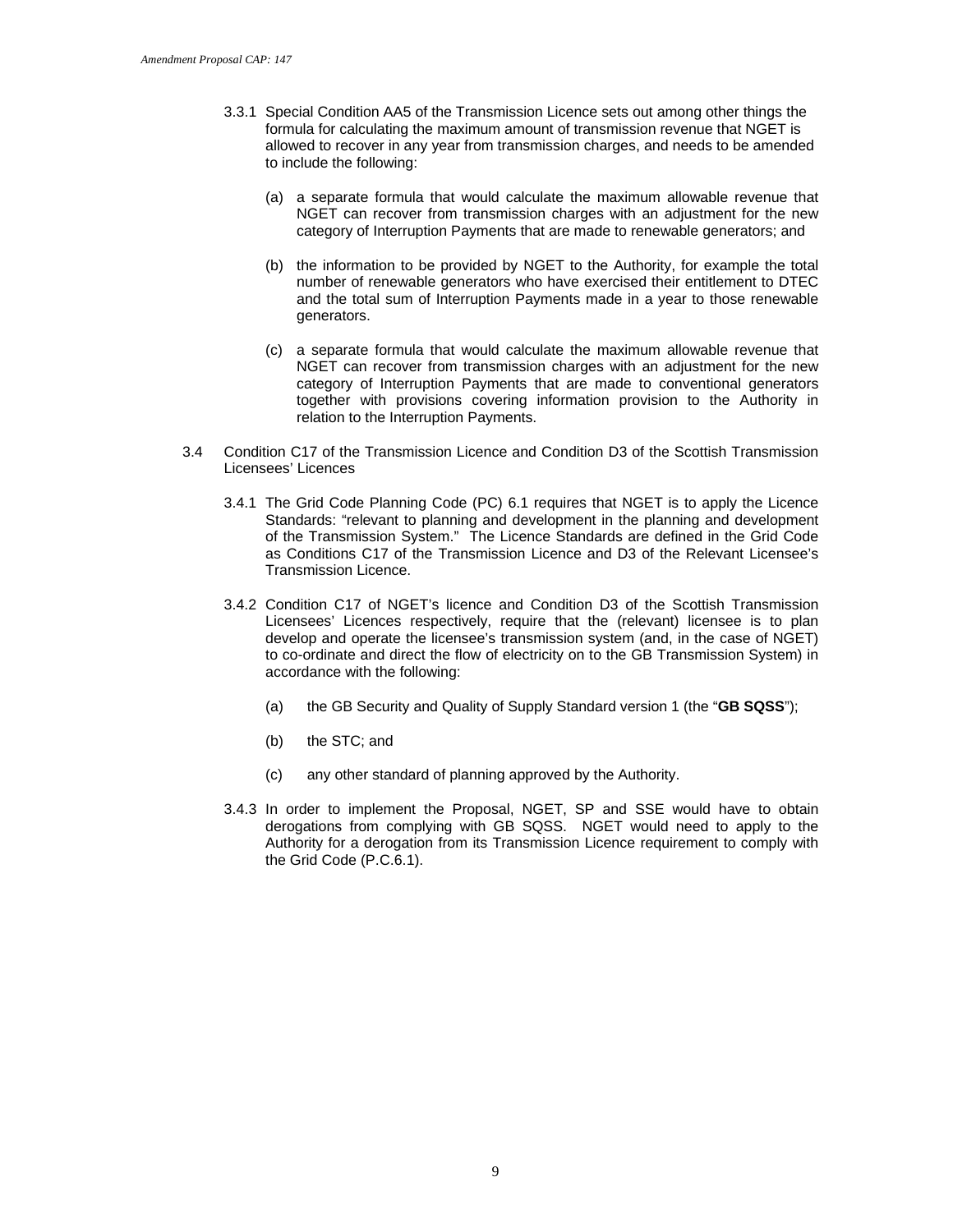3.3.1 Special Condition AA5 of the Transmission Licence sets out among other things the formula for calculating the maximum amount of transmission revenue that NGET is allowed to recover in any year from transmission charges, and needs to be amended to include the following:

(a) a separate formula that would calculate the maximum allowable revenue that NGET can recover from transmission charges with an adjustment for the new category of Interruption Payments that are made to renewable generators; and

(b) the information to be provided by NGET to the Authority, for example the total number of renewable generators who have exercised their entitlement to DTEC and the total sum of Interruption Payments made in a year to those renewable generators.

(c) a separate formula that would calculate the maximum allowable revenue that NGET can recover from transmission charges with an adjustment for the new category of Interruption Payments that are made to conventional generators together with provisions covering information provision to the Authority in relation to the Interruption Payments.

3.4 Condition C17 of the Transmission Licence and Condition D3 of the Scottish Transmission Licensees' Licences

3.4.1 The Grid Code Planning Code (PC) 6.1 requires that NGET is to apply the Licence Standards: "relevant to planning and development in the planning and development of the Transmission System." The Licence Standards are defined in the Grid Code as Conditions C17 of the Transmission Licence and D3 of the Relevant Licensee's Transmission Licence.

3.4.2 Condition C17 of NGET's licence and Condition D3 of the Scottish Transmission Licensees' Licences respectively, require that the (relevant) licensee is to plan develop and operate the licensee's transmission system (and, in the case of NGET) to co-ordinate and direct the flow of electricity on to the GB Transmission System) in accordance with the following:

(a) the GB Security and Quality of Supply Standard version 1 (the "**GB SQSS**");

(b) the STC; and

(c) any other standard of planning approved by the Authority.

3.4.3 In order to implement the Proposal, NGET, SP and SSE would have to obtain derogations from complying with GB SQSS. NGET would need to apply to the Authority for a derogation from its Transmission Licence requirement to comply with the Grid Code (P.C.6.1).